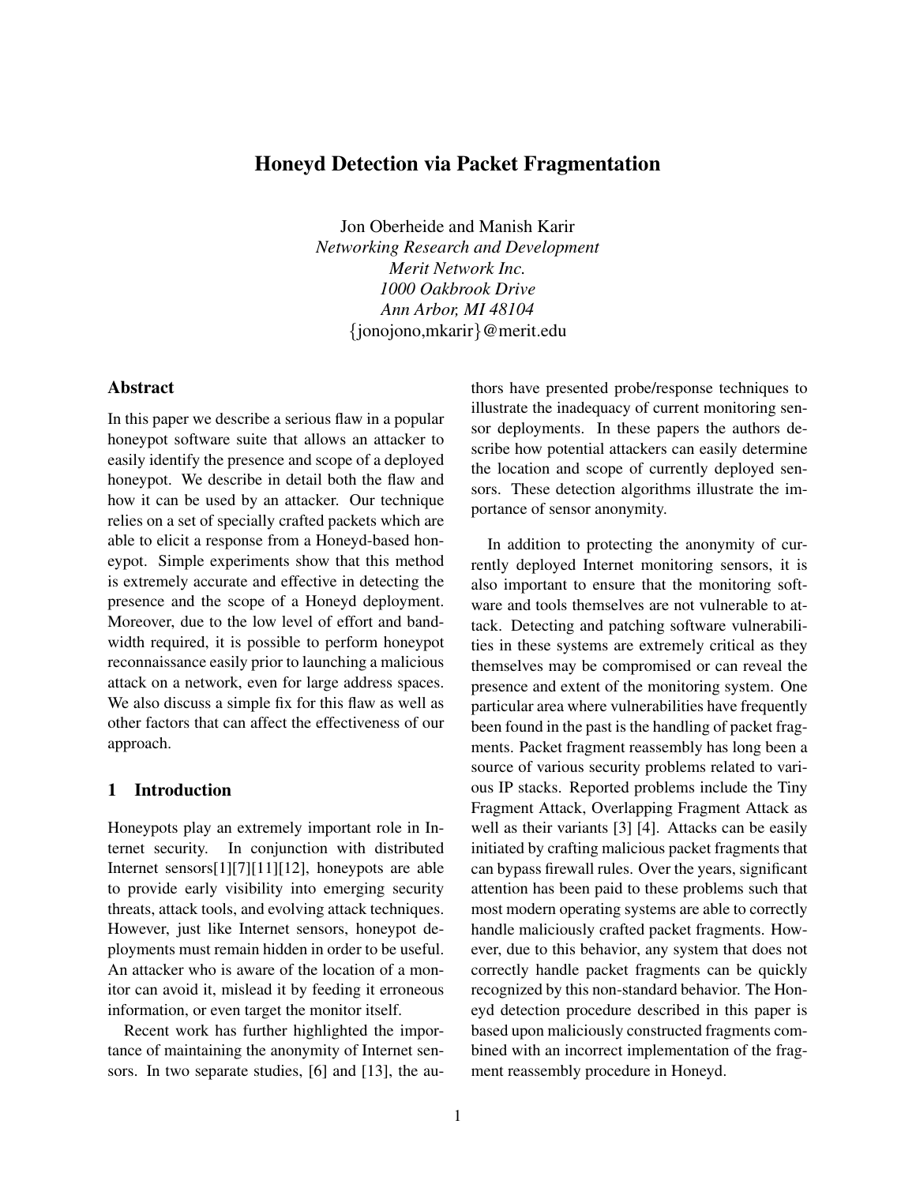# Honeyd Detection via Packet Fragmentation

Jon Oberheide and Manish Karir
*Networking Research and Development*
*Merit Network Inc.*
*1000 Oakbrook Drive*
*Ann Arbor, MI 48104*
{jonojono,mkarir}@merit.edu

## Abstract

In this paper we describe a serious flaw in a popular honeypot software suite that allows an attacker to easily identify the presence and scope of a deployed honeypot. We describe in detail both the flaw and how it can be used by an attacker. Our technique relies on a set of specially crafted packets which are able to elicit a response from a Honeyd-based honeypot. Simple experiments show that this method is extremely accurate and effective in detecting the presence and the scope of a Honeyd deployment. Moreover, due to the low level of effort and bandwidth required, it is possible to perform honeypot reconnaissance easily prior to launching a malicious attack on a network, even for large address spaces. We also discuss a simple fix for this flaw as well as other factors that can affect the effectiveness of our approach.

## 1 Introduction

Honeypots play an extremely important role in Internet security. In conjunction with distributed Internet sensors[1][7][11][12], honeypots are able to provide early visibility into emerging security threats, attack tools, and evolving attack techniques. However, just like Internet sensors, honeypot deployments must remain hidden in order to be useful. An attacker who is aware of the location of a monitor can avoid it, mislead it by feeding it erroneous information, or even target the monitor itself.

Recent work has further highlighted the importance of maintaining the anonymity of Internet sensors. In two separate studies, [6] and [13], the authors have presented probe/response techniques to illustrate the inadequacy of current monitoring sensor deployments. In these papers the authors describe how potential attackers can easily determine the location and scope of currently deployed sensors. These detection algorithms illustrate the importance of sensor anonymity.

In addition to protecting the anonymity of currently deployed Internet monitoring sensors, it is also important to ensure that the monitoring software and tools themselves are not vulnerable to attack. Detecting and patching software vulnerabilities in these systems are extremely critical as they themselves may be compromised or can reveal the presence and extent of the monitoring system. One particular area where vulnerabilities have frequently been found in the past is the handling of packet fragments. Packet fragment reassembly has long been a source of various security problems related to various IP stacks. Reported problems include the Tiny Fragment Attack, Overlapping Fragment Attack as well as their variants [3] [4]. Attacks can be easily initiated by crafting malicious packet fragments that can bypass firewall rules. Over the years, significant attention has been paid to these problems such that most modern operating systems are able to correctly handle maliciously crafted packet fragments. However, due to this behavior, any system that does not correctly handle packet fragments can be quickly recognized by this non-standard behavior. The Honeyd detection procedure described in this paper is based upon maliciously constructed fragments combined with an incorrect implementation of the fragment reassembly procedure in Honeyd.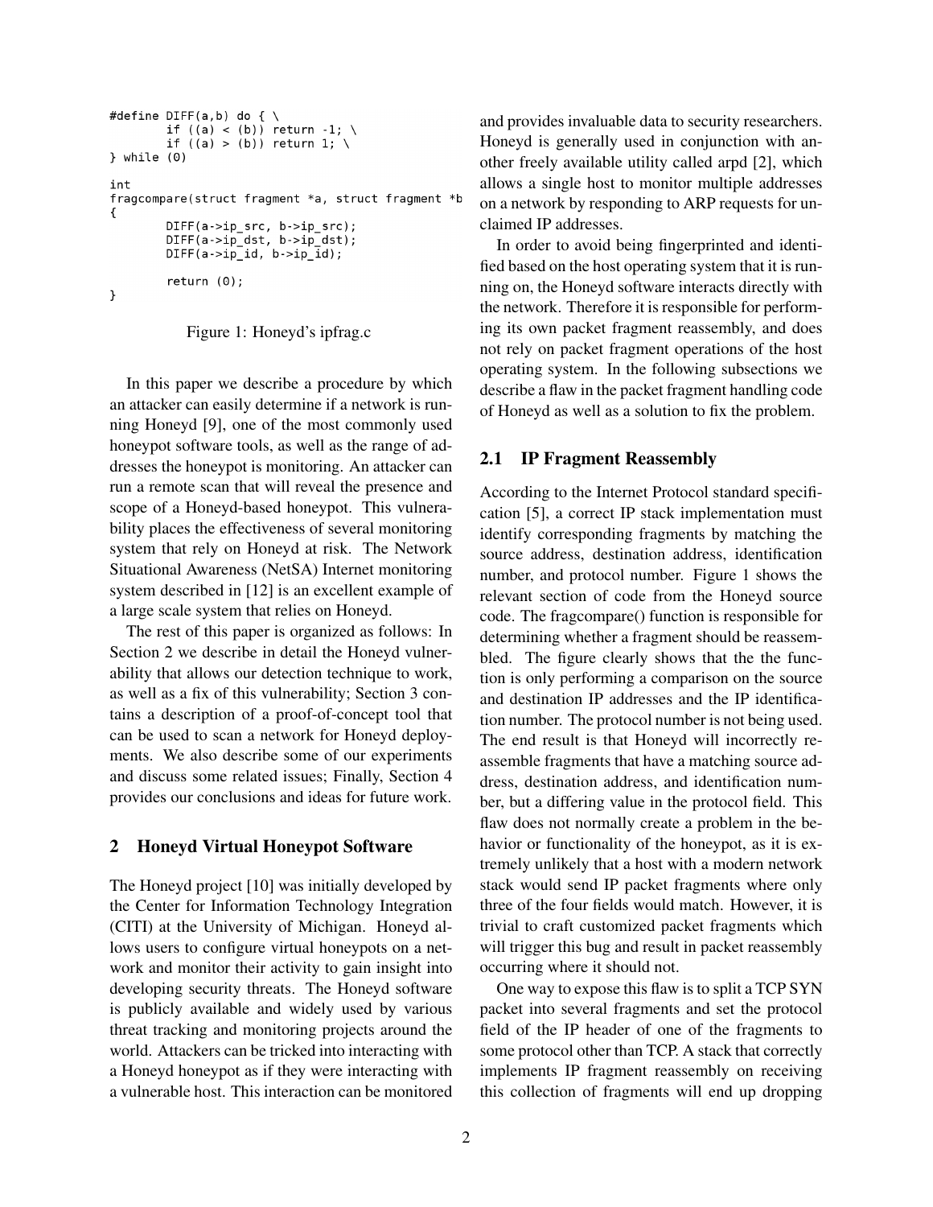```
#define DIFF(a,b) do { \
        if ((a) < (b)) return -1; \
        if ((a) > (b)) return 1; \
} while (0)

int
fragcompare(struct fragment *a, struct fragment *b
{
        DIFF(a->ip_src, b->ip_src);
        DIFF(a->ip_dst, b->ip_dst);
        DIFF(a->ip_id, b->ip_id);

        return (0);
}
```

Figure 1: Honeyd's ipfrag.c

In this paper we describe a procedure by which an attacker can easily determine if a network is running Honeyd [9], one of the most commonly used honeypot software tools, as well as the range of addresses the honeypot is monitoring. An attacker can run a remote scan that will reveal the presence and scope of a Honeyd-based honeypot. This vulnerability places the effectiveness of several monitoring system that rely on Honeyd at risk. The Network Situational Awareness (NetSA) Internet monitoring system described in [12] is an excellent example of a large scale system that relies on Honeyd.

The rest of this paper is organized as follows: In Section 2 we describe in detail the Honeyd vulnerability that allows our detection technique to work, as well as a fix of this vulnerability; Section 3 contains a description of a proof-of-concept tool that can be used to scan a network for Honeyd deployments. We also describe some of our experiments and discuss some related issues; Finally, Section 4 provides our conclusions and ideas for future work.

## 2 Honeyd Virtual Honeypot Software

The Honeyd project [10] was initially developed by the Center for Information Technology Integration (CITI) at the University of Michigan. Honeyd allows users to configure virtual honeypots on a network and monitor their activity to gain insight into developing security threats. The Honeyd software is publicly available and widely used by various threat tracking and monitoring projects around the world. Attackers can be tricked into interacting with a Honeyd honeypot as if they were interacting with a vulnerable host. This interaction can be monitored and provides invaluable data to security researchers. Honeyd is generally used in conjunction with another freely available utility called arpd [2], which allows a single host to monitor multiple addresses on a network by responding to ARP requests for unclaimed IP addresses.

In order to avoid being fingerprinted and identified based on the host operating system that it is running on, the Honeyd software interacts directly with the network. Therefore it is responsible for performing its own packet fragment reassembly, and does not rely on packet fragment operations of the host operating system. In the following subsections we describe a flaw in the packet fragment handling code of Honeyd as well as a solution to fix the problem.

### 2.1 IP Fragment Reassembly

According to the Internet Protocol standard specification [5], a correct IP stack implementation must identify corresponding fragments by matching the source address, destination address, identification number, and protocol number. Figure 1 shows the relevant section of code from the Honeyd source code. The fragcompare() function is responsible for determining whether a fragment should be reassembled. The figure clearly shows that the the function is only performing a comparison on the source and destination IP addresses and the IP identification number. The protocol number is not being used. The end result is that Honeyd will incorrectly reassemble fragments that have a matching source address, destination address, and identification number, but a differing value in the protocol field. This flaw does not normally create a problem in the behavior or functionality of the honeypot, as it is extremely unlikely that a host with a modern network stack would send IP packet fragments where only three of the four fields would match. However, it is trivial to craft customized packet fragments which will trigger this bug and result in packet reassembly occurring where it should not.

One way to expose this flaw is to split a TCP SYN packet into several fragments and set the protocol field of the IP header of one of the fragments to some protocol other than TCP. A stack that correctly implements IP fragment reassembly on receiving this collection of fragments will end up dropping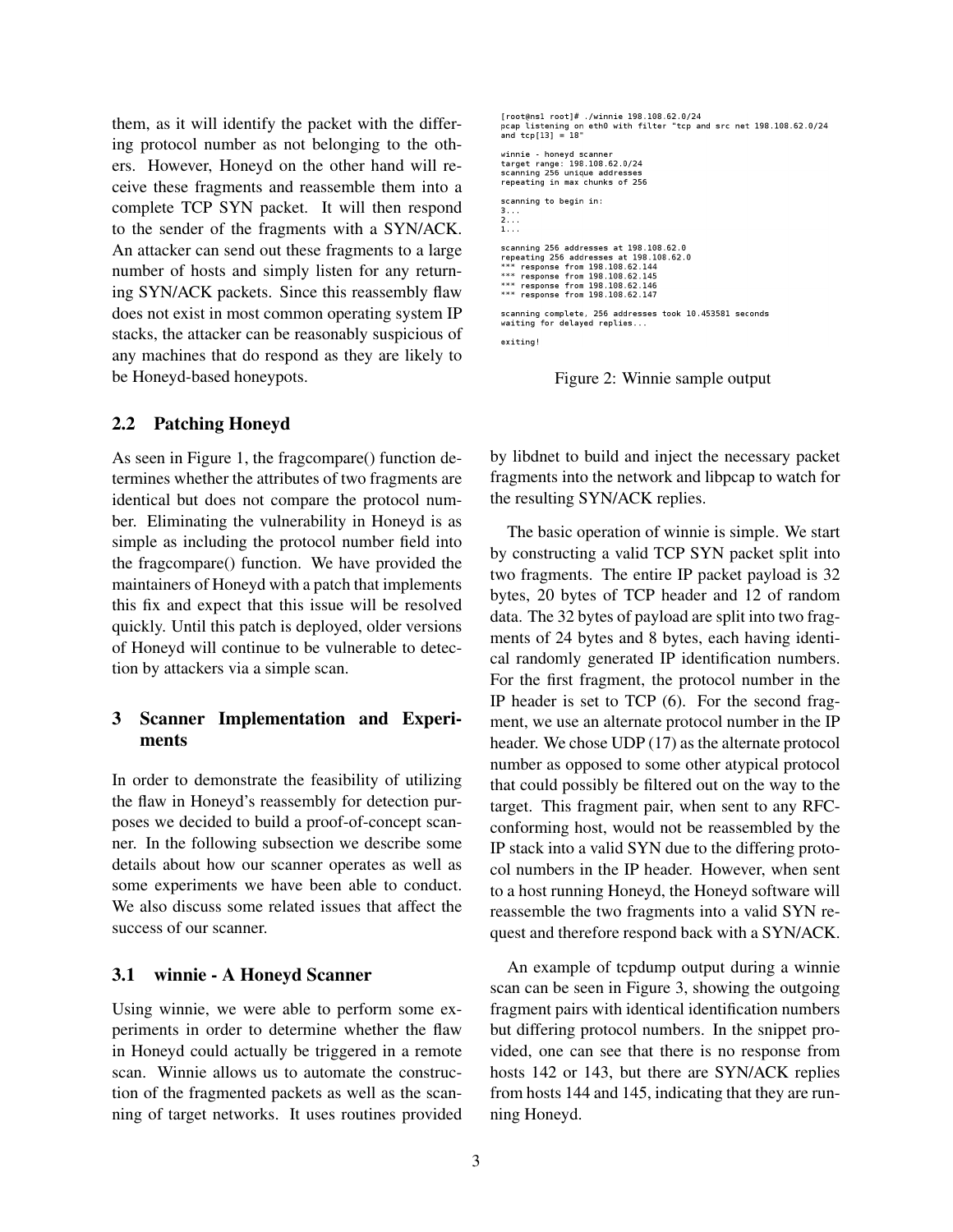them, as it will identify the packet with the differing protocol number as not belonging to the others. However, Honeyd on the other hand will receive these fragments and reassemble them into a complete TCP SYN packet. It will then respond to the sender of the fragments with a SYN/ACK. An attacker can send out these fragments to a large number of hosts and simply listen for any returning SYN/ACK packets. Since this reassembly flaw does not exist in most common operating system IP stacks, the attacker can be reasonably suspicious of any machines that do respond as they are likely to be Honeyd-based honeypots.

## 2.2 Patching Honeyd

As seen in Figure 1, the fragcompare() function determines whether the attributes of two fragments are identical but does not compare the protocol number. Eliminating the vulnerability in Honeyd is as simple as including the protocol number field into the fragcompare() function. We have provided the maintainers of Honeyd with a patch that implements this fix and expect that this issue will be resolved quickly. Until this patch is deployed, older versions of Honeyd will continue to be vulnerable to detection by attackers via a simple scan.

# 3 Scanner Implementation and Experiments

In order to demonstrate the feasibility of utilizing the flaw in Honeyd's reassembly for detection purposes we decided to build a proof-of-concept scanner. In the following subsection we describe some details about how our scanner operates as well as some experiments we have been able to conduct. We also discuss some related issues that affect the success of our scanner.

## 3.1 winnie - A Honeyd Scanner

Using winnie, we were able to perform some experiments in order to determine whether the flaw in Honeyd could actually be triggered in a remote scan. Winnie allows us to automate the construction of the fragmented packets as well as the scanning of target networks. It uses routines provided by libdnet to build and inject the necessary packet fragments into the network and libpcap to watch for the resulting SYN/ACK replies.

```
[root@ns1 root]# ./winnie 198.108.62.0/24
pcap listening on eth0 with filter "tcp and src net 198.108.62.0/24
and tcp[13] = 18"

winnie - honeyd scanner
target range: 198.108.62.0/24
scanning 256 unique addresses
repeating in max chunks of 256

scanning to begin in:
3...
2...
1...

scanning 256 addresses at 198.108.62.0
repeating 256 addresses at 198.108.62.0
*** response from 198.108.62.144
*** response from 198.108.62.145
*** response from 198.108.62.146
*** response from 198.108.62.147

scanning complete, 256 addresses took 10.453581 seconds
waiting for delayed replies...

exiting!
```

Figure 2: Winnie sample output

The basic operation of winnie is simple. We start by constructing a valid TCP SYN packet split into two fragments. The entire IP packet payload is 32 bytes, 20 bytes of TCP header and 12 of random data. The 32 bytes of payload are split into two fragments of 24 bytes and 8 bytes, each having identical randomly generated IP identification numbers. For the first fragment, the protocol number in the IP header is set to TCP (6). For the second fragment, we use an alternate protocol number in the IP header. We chose UDP (17) as the alternate protocol number as opposed to some other atypical protocol that could possibly be filtered out on the way to the target. This fragment pair, when sent to any RFC-conforming host, would not be reassembled by the IP stack into a valid SYN due to the differing protocol numbers in the IP header. However, when sent to a host running Honeyd, the Honeyd software will reassemble the two fragments into a valid SYN request and therefore respond back with a SYN/ACK.

An example of tcpdump output during a winnie scan can be seen in Figure 3, showing the outgoing fragment pairs with identical identification numbers but differing protocol numbers. In the snippet provided, one can see that there is no response from hosts 142 or 143, but there are SYN/ACK replies from hosts 144 and 145, indicating that they are running Honeyd.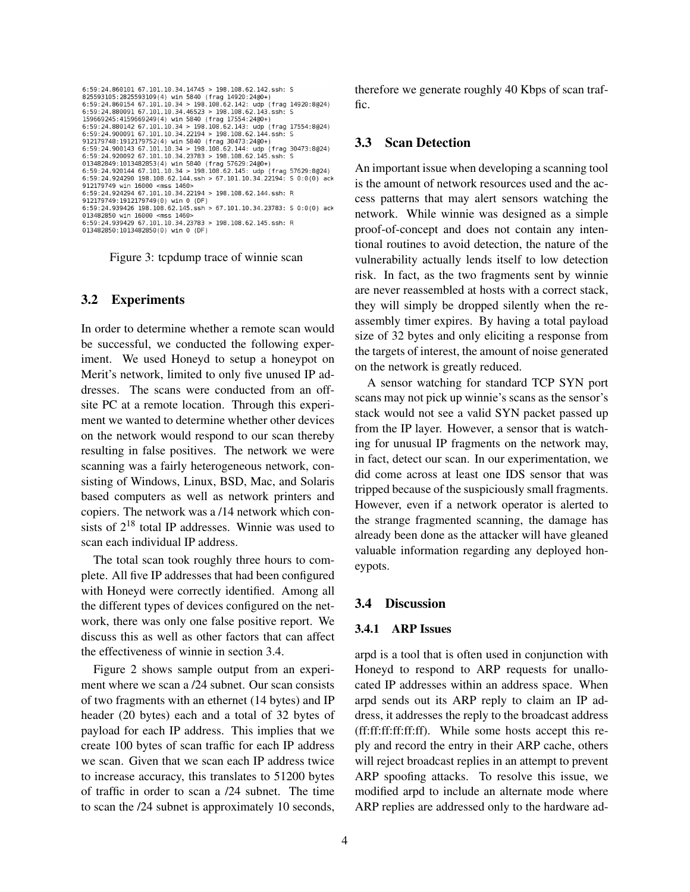```
6:59:24.860101 67.101.10.34.14745 > 198.108.62.142.ssh: S
825593105:2825593109(4) win 5840 (frag 14920:24@0+)
6:59:24.860154 67.101.10.34 > 198.108.62.142: udp (frag 14920:8@24)
6:59:24.880091 67.101.10.34.46523 > 198.108.62.143.ssh: S
159669245:4159669249(4) win 5840 (frag 17554:24@0+)
6:59:24.880142 67.101.10.34 > 198.108.62.143: udp (frag 17554:8@24)
6:59:24.900091 67.101.10.34.22194 > 198.108.62.144.ssh: S
912179748:1912179752(4) win 5840 (frag 30473:24@0+)
6:59:24.900143 67.101.10.34 > 198.108.62.144: udp (frag 30473:8@24)
6:59:24.920092 67.101.10.34.23783 > 198.108.62.145.ssh: S
013482849:1013482853(4) win 5840 (frag 57629:24@0+)
6:59:24.920144 67.101.10.34 > 198.108.62.145: udp (frag 57629:8@24)
6:59:24.924290 198.108.62.144.ssh > 67.101.10.34.22194: S 0:0(0) ack
912179749 win 16000 <mss 1460>
6:59:24.924294 67.101.10.34.22194 > 198.108.62.144.ssh: R
912179749:1912179749(0) win 0 (DF)
6:59:24.939426 198.108.62.145.ssh > 67.101.10.34.23783: S 0:0(0) ack
013482850 win 16000 <mss 1460>
6:59:24.939429 67.101.10.34.23783 > 198.108.62.145.ssh: R
013482850:1013482850(0) win 0 (DF)
```

Figure 3: tcpdump trace of winnie scan

### 3.2 Experiments

In order to determine whether a remote scan would be successful, we conducted the following experiment. We used Honeyd to setup a honeypot on Merit's network, limited to only five unused IP addresses. The scans were conducted from an offsite PC at a remote location. Through this experiment we wanted to determine whether other devices on the network would respond to our scan thereby resulting in false positives. The network we were scanning was a fairly heterogeneous network, consisting of Windows, Linux, BSD, Mac, and Solaris based computers as well as network printers and copiers. The network was a /14 network which consists of $2^{18}$ total IP addresses. Winnie was used to scan each individual IP address.

The total scan took roughly three hours to complete. All five IP addresses that had been configured with Honeyd were correctly identified. Among all the different types of devices configured on the network, there was only one false positive report. We discuss this as well as other factors that can affect the effectiveness of winnie in section 3.4.

Figure 2 shows sample output from an experiment where we scan a /24 subnet. Our scan consists of two fragments with an ethernet (14 bytes) and IP header (20 bytes) each and a total of 32 bytes of payload for each IP address. This implies that we create 100 bytes of scan traffic for each IP address we scan. Given that we scan each IP address twice to increase accuracy, this translates to 51200 bytes of traffic in order to scan a /24 subnet. The time to scan the /24 subnet is approximately 10 seconds, therefore we generate roughly 40 Kbps of scan traffic.

### 3.3 Scan Detection

An important issue when developing a scanning tool is the amount of network resources used and the access patterns that may alert sensors watching the network. While winnie was designed as a simple proof-of-concept and does not contain any intentional routines to avoid detection, the nature of the vulnerability actually lends itself to low detection risk. In fact, as the two fragments sent by winnie are never reassembled at hosts with a correct stack, they will simply be dropped silently when the reassembly timer expires. By having a total payload size of 32 bytes and only eliciting a response from the targets of interest, the amount of noise generated on the network is greatly reduced.

A sensor watching for standard TCP SYN port scans may not pick up winnie's scans as the sensor's stack would not see a valid SYN packet passed up from the IP layer. However, a sensor that is watching for unusual IP fragments on the network may, in fact, detect our scan. In our experimentation, we did come across at least one IDS sensor that was tripped because of the suspiciously small fragments. However, even if a network operator is alerted to the strange fragmented scanning, the damage has already been done as the attacker will have gleaned valuable information regarding any deployed honeypots.

### 3.4 Discussion

#### 3.4.1 ARP Issues

arpd is a tool that is often used in conjunction with Honeyd to respond to ARP requests for unallocated IP addresses within an address space. When arpd sends out its ARP reply to claim an IP address, it addresses the reply to the broadcast address (ff:ff:ff:ff:ff:ff). While some hosts accept this reply and record the entry in their ARP cache, others will reject broadcast replies in an attempt to prevent ARP spoofing attacks. To resolve this issue, we modified arpd to include an alternate mode where ARP replies are addressed only to the hardware ad-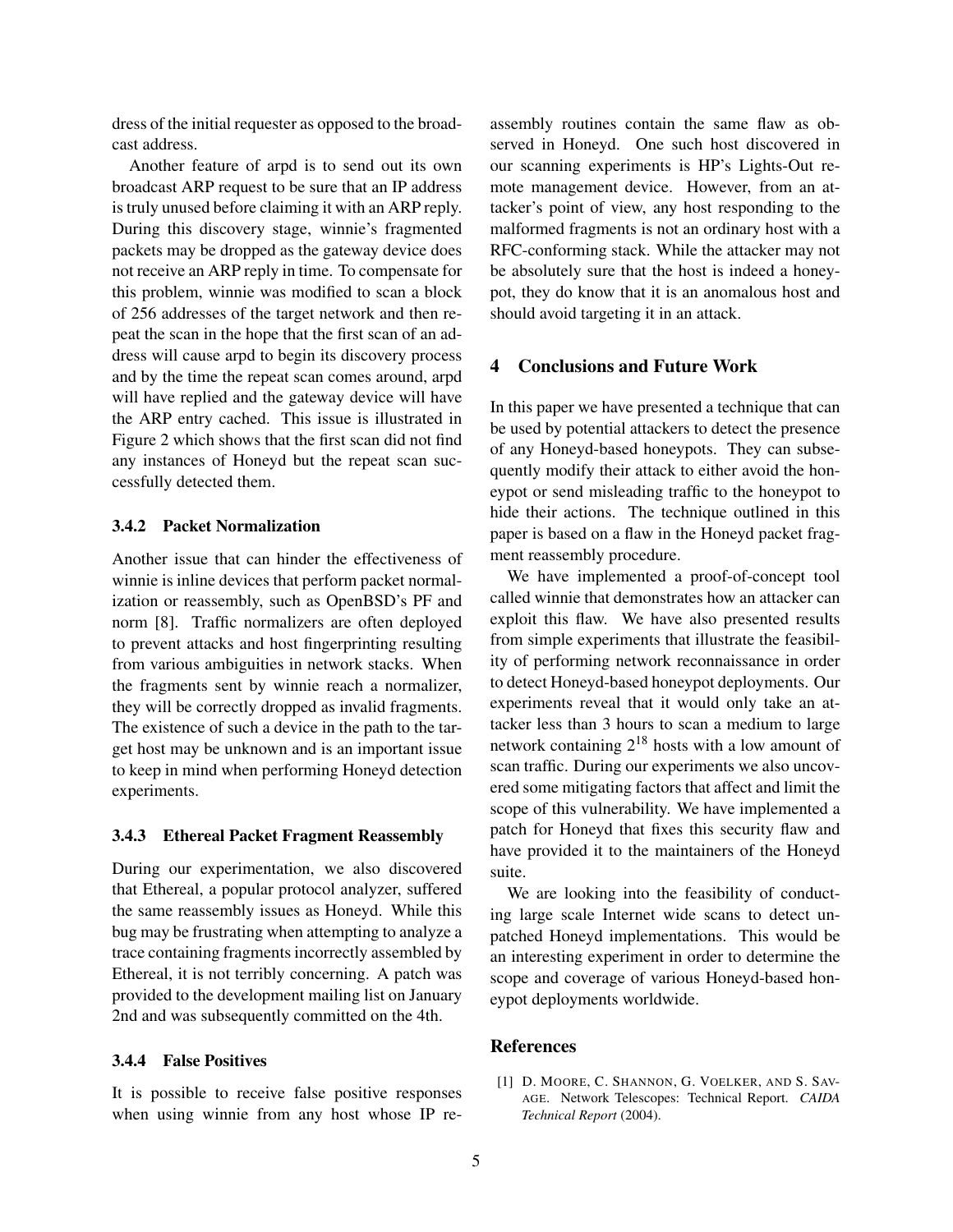dress of the initial requester as opposed to the broadcast address.

Another feature of arpd is to send out its own broadcast ARP request to be sure that an IP address is truly unused before claiming it with an ARP reply. During this discovery stage, winnie's fragmented packets may be dropped as the gateway device does not receive an ARP reply in time. To compensate for this problem, winnie was modified to scan a block of 256 addresses of the target network and then repeat the scan in the hope that the first scan of an address will cause arpd to begin its discovery process and by the time the repeat scan comes around, arpd will have replied and the gateway device will have the ARP entry cached. This issue is illustrated in Figure 2 which shows that the first scan did not find any instances of Honeyd but the repeat scan successfully detected them.

#### 3.4.2 Packet Normalization

Another issue that can hinder the effectiveness of winnie is inline devices that perform packet normalization or reassembly, such as OpenBSD's PF and norm [8]. Traffic normalizers are often deployed to prevent attacks and host fingerprinting resulting from various ambiguities in network stacks. When the fragments sent by winnie reach a normalizer, they will be correctly dropped as invalid fragments. The existence of such a device in the path to the target host may be unknown and is an important issue to keep in mind when performing Honeyd detection experiments.

#### 3.4.3 Ethereal Packet Fragment Reassembly

During our experimentation, we also discovered that Ethereal, a popular protocol analyzer, suffered the same reassembly issues as Honeyd. While this bug may be frustrating when attempting to analyze a trace containing fragments incorrectly assembled by Ethereal, it is not terribly concerning. A patch was provided to the development mailing list on January 2nd and was subsequently committed on the 4th.

#### 3.4.4 False Positives

It is possible to receive false positive responses when using winnie from any host whose IP reassembly routines contain the same flaw as observed in Honeyd. One such host discovered in our scanning experiments is HP's Lights-Out remote management device. However, from an attacker's point of view, any host responding to the malformed fragments is not an ordinary host with a RFC-conforming stack. While the attacker may not be absolutely sure that the host is indeed a honeypot, they do know that it is an anomalous host and should avoid targeting it in an attack.

## 4 Conclusions and Future Work

In this paper we have presented a technique that can be used by potential attackers to detect the presence of any Honeyd-based honeypots. They can subsequently modify their attack to either avoid the honeypot or send misleading traffic to the honeypot to hide their actions. The technique outlined in this paper is based on a flaw in the Honeyd packet fragment reassembly procedure.

We have implemented a proof-of-concept tool called winnie that demonstrates how an attacker can exploit this flaw. We have also presented results from simple experiments that illustrate the feasibility of performing network reconnaissance in order to detect Honeyd-based honeypot deployments. Our experiments reveal that it would only take an attacker less than 3 hours to scan a medium to large network containing $2^{18}$ hosts with a low amount of scan traffic. During our experiments we also uncovered some mitigating factors that affect and limit the scope of this vulnerability. We have implemented a patch for Honeyd that fixes this security flaw and have provided it to the maintainers of the Honeyd suite.

We are looking into the feasibility of conducting large scale Internet wide scans to detect unpatched Honeyd implementations. This would be an interesting experiment in order to determine the scope and coverage of various Honeyd-based honeypot deployments worldwide.

## References

[1] D. Moore, C. Shannon, G. Voelker, and S. Savage. Network Telescopes: Technical Report. *CAIDA Technical Report* (2004).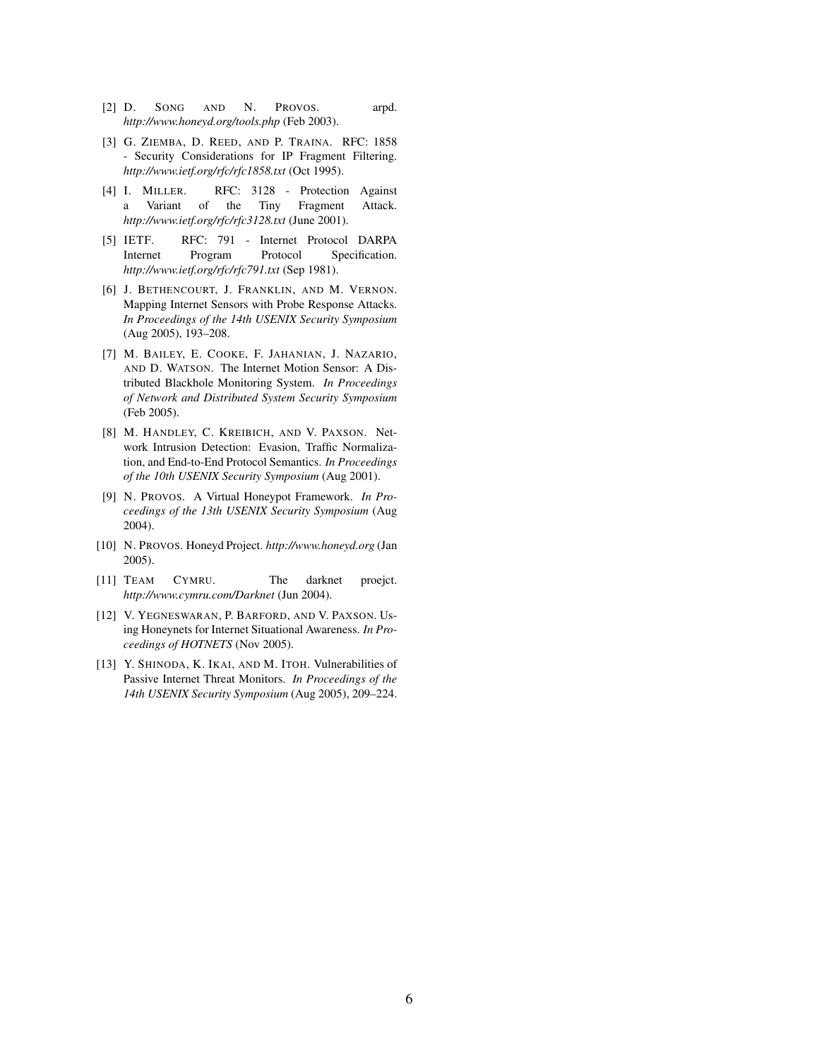[2] D. Song and N. Provos. arpd. *http://www.honeyd.org/tools.php* (Feb 2003).

[3] G. Ziemba, D. Reed, and P. Traina. RFC: 1858 - Security Considerations for IP Fragment Filtering. *http://www.ietf.org/rfc/rfc1858.txt* (Oct 1995).

[4] I. Miller. RFC: 3128 - Protection Against a Variant of the Tiny Fragment Attack. *http://www.ietf.org/rfc/rfc3128.txt* (June 2001).

[5] IETF. RFC: 791 - Internet Protocol DARPA Internet Program Protocol Specification. *http://www.ietf.org/rfc/rfc791.txt* (Sep 1981).

[6] J. Bethencourt, J. Franklin, and M. Vernon. Mapping Internet Sensors with Probe Response Attacks. *In Proceedings of the 14th USENIX Security Symposium* (Aug 2005), 193–208.

[7] M. Bailey, E. Cooke, F. Jahanian, J. Nazario, and D. Watson. The Internet Motion Sensor: A Distributed Blackhole Monitoring System. *In Proceedings of Network and Distributed System Security Symposium* (Feb 2005).

[8] M. Handley, C. Kreibich, and V. Paxson. Network Intrusion Detection: Evasion, Traffic Normalization, and End-to-End Protocol Semantics. *In Proceedings of the 10th USENIX Security Symposium* (Aug 2001).

[9] N. Provos. A Virtual Honeypot Framework. *In Proceedings of the 13th USENIX Security Symposium* (Aug 2004).

[10] N. Provos. Honeyd Project. *http://www.honeyd.org* (Jan 2005).

[11] Team Cymru. The darknet proejct. *http://www.cymru.com/Darknet* (Jun 2004).

[12] V. Yegneswaran, P. Barford, and V. Paxson. Using Honeynets for Internet Situational Awareness. *In Proceedings of HOTNETS* (Nov 2005).

[13] Y. Shinoda, K. Ikai, and M. Itoh. Vulnerabilities of Passive Internet Threat Monitors. *In Proceedings of the 14th USENIX Security Symposium* (Aug 2005), 209–224.